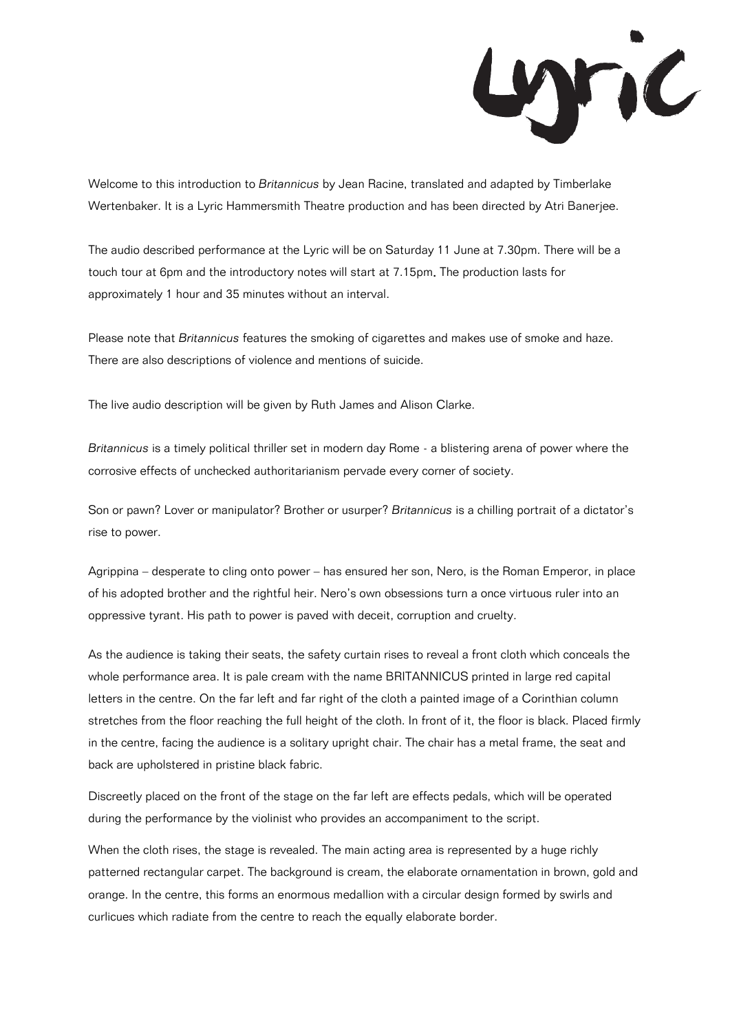Welcome to this introduction to *Britannicus* by Jean Racine, translated and adapted by Timberlake Wertenbaker. It is a Lyric Hammersmith Theatre production and has been directed by Atri Banerjee.

The audio described performance at the Lyric will be on Saturday 11 June at 7.30pm. There will be a touch tour at 6pm and the introductory notes will start at 7.15pm. The production lasts for approximately 1 hour and 35 minutes without an interval.

Please note that *Britannicus* features the smoking of cigarettes and makes use of smoke and haze. There are also descriptions of violence and mentions of suicide.

The live audio description will be given by Ruth James and Alison Clarke.

*Britannicus* is a timely political thriller set in modern day Rome - a blistering arena of power where the corrosive effects of unchecked authoritarianism pervade every corner of society.

Son or pawn? Lover or manipulator? Brother or usurper? *Britannicus* is a chilling portrait of a dictator's rise to power.

Agrippina – desperate to cling onto power – has ensured her son, Nero, is the Roman Emperor, in place of his adopted brother and the rightful heir. Nero's own obsessions turn a once virtuous ruler into an oppressive tyrant. His path to power is paved with deceit, corruption and cruelty.

As the audience is taking their seats, the safety curtain rises to reveal a front cloth which conceals the whole performance area. It is pale cream with the name BRITANNICUS printed in large red capital letters in the centre. On the far left and far right of the cloth a painted image of a Corinthian column stretches from the floor reaching the full height of the cloth. In front of it, the floor is black. Placed firmly in the centre, facing the audience is a solitary upright chair. The chair has a metal frame, the seat and back are upholstered in pristine black fabric.

Discreetly placed on the front of the stage on the far left are effects pedals, which will be operated during the performance by the violinist who provides an accompaniment to the script.

When the cloth rises, the stage is revealed. The main acting area is represented by a huge richly patterned rectangular carpet. The background is cream, the elaborate ornamentation in brown, gold and orange. In the centre, this forms an enormous medallion with a circular design formed by swirls and curlicues which radiate from the centre to reach the equally elaborate border.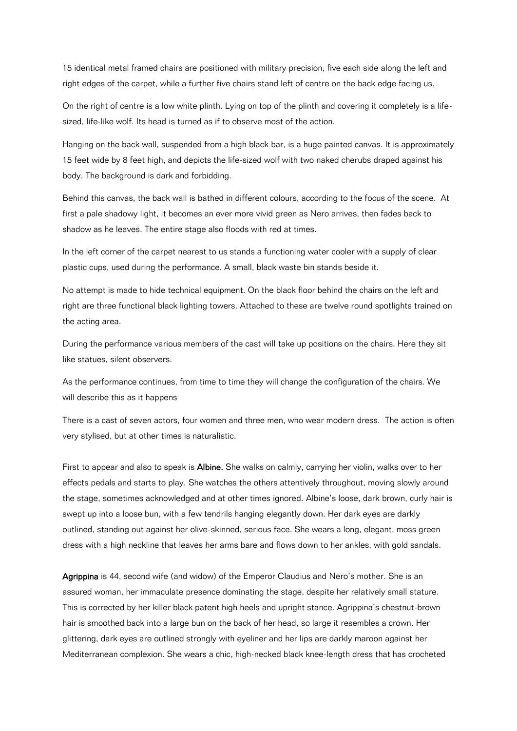15 identical metal framed chairs are positioned with military precision, five each side along the left and right edges of the carpet, while a further five chairs stand left of centre on the back edge facing us.

On the right of centre is a low white plinth. Lying on top of the plinth and covering it completely is a life-sized, life-like wolf. Its head is turned as if to observe most of the action.

Hanging on the back wall, suspended from a high black bar, is a huge painted canvas. It is approximately 15 feet wide by 8 feet high, and depicts the life-sized wolf with two naked cherubs draped against his body. The background is dark and forbidding.

Behind this canvas, the back wall is bathed in different colours, according to the focus of the scene. At first a pale shadowy light, it becomes an ever more vivid green as Nero arrives, then fades back to shadow as he leaves. The entire stage also floods with red at times.

In the left corner of the carpet nearest to us stands a functioning water cooler with a supply of clear plastic cups, used during the performance. A small, black waste bin stands beside it.

No attempt is made to hide technical equipment. On the black floor behind the chairs on the left and right are three functional black lighting towers. Attached to these are twelve round spotlights trained on the acting area.

During the performance various members of the cast will take up positions on the chairs. Here they sit like statues, silent observers.

As the performance continues, from time to time they will change the configuration of the chairs. We will describe this as it happens

There is a cast of seven actors, four women and three men, who wear modern dress. The action is often very stylised, but at other times is naturalistic.

First to appear and also to speak is **Albine.** She walks on calmly, carrying her violin, walks over to her effects pedals and starts to play. She watches the others attentively throughout, moving slowly around the stage, sometimes acknowledged and at other times ignored. Albine's loose, dark brown, curly hair is swept up into a loose bun, with a few tendrils hanging elegantly down. Her dark eyes are darkly outlined, standing out against her olive-skinned, serious face. She wears a long, elegant, moss green dress with a high neckline that leaves her arms bare and flows down to her ankles, with gold sandals.

**Agrippina** is 44, second wife (and widow) of the Emperor Claudius and Nero's mother. She is an assured woman, her immaculate presence dominating the stage, despite her relatively small stature. This is corrected by her killer black patent high heels and upright stance. Agrippina's chestnut-brown hair is smoothed back into a large bun on the back of her head, so large it resembles a crown. Her glittering, dark eyes are outlined strongly with eyeliner and her lips are darkly maroon against her Mediterranean complexion. She wears a chic, high-necked black knee-length dress that has crocheted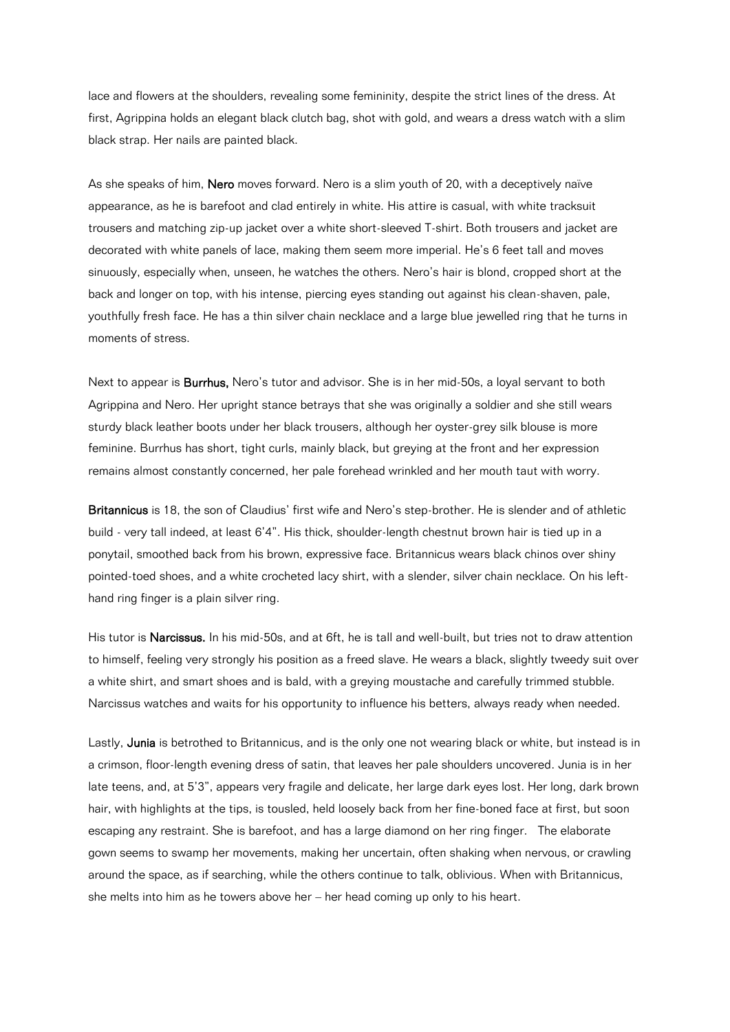lace and flowers at the shoulders, revealing some femininity, despite the strict lines of the dress. At first, Agrippina holds an elegant black clutch bag, shot with gold, and wears a dress watch with a slim black strap. Her nails are painted black.

As she speaks of him, **Nero** moves forward. Nero is a slim youth of 20, with a deceptively naïve appearance, as he is barefoot and clad entirely in white. His attire is casual, with white tracksuit trousers and matching zip-up jacket over a white short-sleeved T-shirt. Both trousers and jacket are decorated with white panels of lace, making them seem more imperial. He's 6 feet tall and moves sinuously, especially when, unseen, he watches the others. Nero's hair is blond, cropped short at the back and longer on top, with his intense, piercing eyes standing out against his clean-shaven, pale, youthfully fresh face. He has a thin silver chain necklace and a large blue jewelled ring that he turns in moments of stress.

Next to appear is **Burrhus,** Nero's tutor and advisor. She is in her mid-50s, a loyal servant to both Agrippina and Nero. Her upright stance betrays that she was originally a soldier and she still wears sturdy black leather boots under her black trousers, although her oyster-grey silk blouse is more feminine. Burrhus has short, tight curls, mainly black, but greying at the front and her expression remains almost constantly concerned, her pale forehead wrinkled and her mouth taut with worry.

**Britannicus** is 18, the son of Claudius' first wife and Nero's step-brother. He is slender and of athletic build - very tall indeed, at least 6'4". His thick, shoulder-length chestnut brown hair is tied up in a ponytail, smoothed back from his brown, expressive face. Britannicus wears black chinos over shiny pointed-toed shoes, and a white crocheted lacy shirt, with a slender, silver chain necklace. On his left-hand ring finger is a plain silver ring.

His tutor is **Narcissus.** In his mid-50s, and at 6ft, he is tall and well-built, but tries not to draw attention to himself, feeling very strongly his position as a freed slave. He wears a black, slightly tweedy suit over a white shirt, and smart shoes and is bald, with a greying moustache and carefully trimmed stubble. Narcissus watches and waits for his opportunity to influence his betters, always ready when needed.

Lastly, **Junia** is betrothed to Britannicus, and is the only one not wearing black or white, but instead is in a crimson, floor-length evening dress of satin, that leaves her pale shoulders uncovered. Junia is in her late teens, and, at 5'3", appears very fragile and delicate, her large dark eyes lost. Her long, dark brown hair, with highlights at the tips, is tousled, held loosely back from her fine-boned face at first, but soon escaping any restraint. She is barefoot, and has a large diamond on her ring finger. The elaborate gown seems to swamp her movements, making her uncertain, often shaking when nervous, or crawling around the space, as if searching, while the others continue to talk, oblivious. When with Britannicus, she melts into him as he towers above her – her head coming up only to his heart.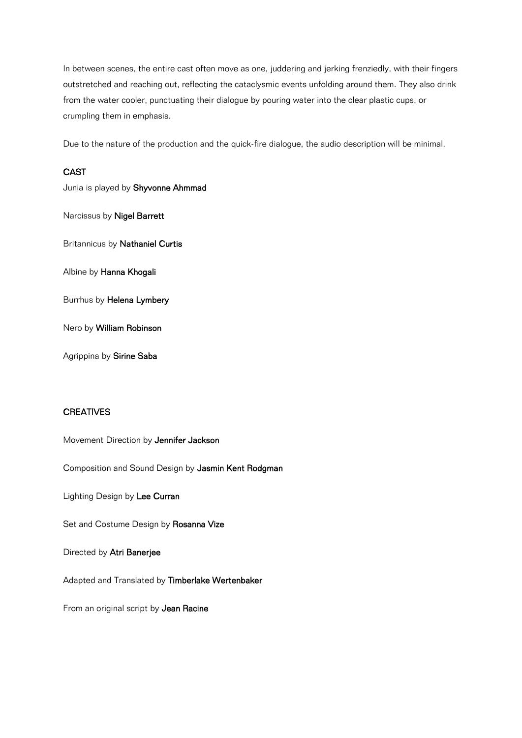In between scenes, the entire cast often move as one, juddering and jerking frenziedly, with their fingers outstretched and reaching out, reflecting the cataclysmic events unfolding around them. They also drink from the water cooler, punctuating their dialogue by pouring water into the clear plastic cups, or crumpling them in emphasis.

Due to the nature of the production and the quick-fire dialogue, the audio description will be minimal.

## CAST

Junia is played by **Shyvonne Ahmmad**

Narcissus by **Nigel Barrett**

Britannicus by **Nathaniel Curtis**

Albine by **Hanna Khogali**

Burrhus by **Helena Lymbery**

Nero by **William Robinson**

Agrippina by **Sirine Saba**

## CREATIVES

Movement Direction by **Jennifer Jackson**

Composition and Sound Design by **Jasmin Kent Rodgman**

Lighting Design by **Lee Curran**

Set and Costume Design by **Rosanna Vize**

Directed by **Atri Banerjee**

Adapted and Translated by **Timberlake Wertenbaker**

From an original script by **Jean Racine**